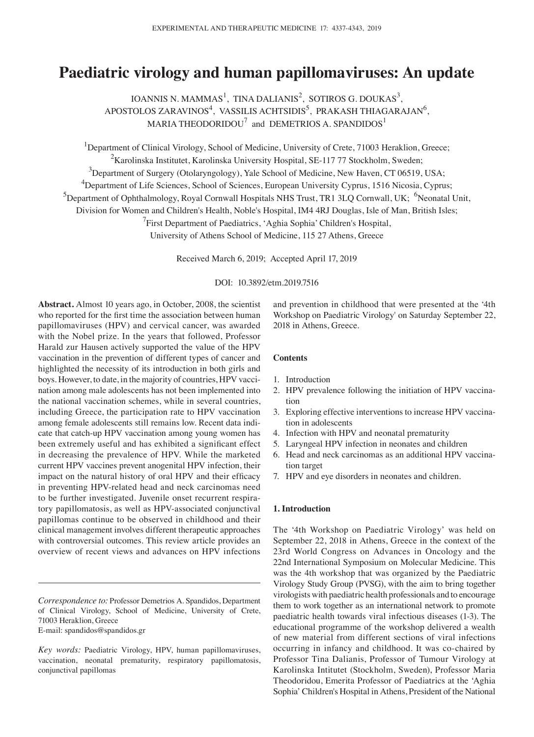# Paediatric virology and human papillomaviruses: An update

IOANNIS N. MAMMAS[1], TINA DALIANIS[2], SOTIROS G. DOUKAS[3], APOSTOLOS ZARAVINOS[4], VASSILIS ACHTSIDIS[5], PRAKASH THIAGARAJAN[6], MARIA THEODORIDOU[7] and DEMETRIOS A. SPANDIDOS[1]

[1]Department of Clinical Virology, School of Medicine, University of Crete, 71003 Heraklion, Greece; [2]Karolinska Institutet, Karolinska University Hospital, SE-117 77 Stockholm, Sweden; [3]Department of Surgery (Otolaryngology), Yale School of Medicine, New Haven, CT 06519, USA; [4]Department of Life Sciences, School of Sciences, European University Cyprus, 1516 Nicosia, Cyprus; [5]Department of Ophthalmology, Royal Cornwall Hospitals NHS Trust, TR1 3LQ Cornwall, UK; [6]Neonatal Unit, Division for Women and Children's Health, Noble's Hospital, IM4 4RJ Douglas, Isle of Man, British Isles; [7]First Department of Paediatrics, 'Aghia Sophia' Children's Hospital, University of Athens School of Medicine, 115 27 Athens, Greece

Received March 6, 2019; Accepted April 17, 2019

DOI: 10.3892/etm.2019.7516

**Abstract.** Almost 10 years ago, in October, 2008, the scientist who reported for the first time the association between human papillomaviruses (HPV) and cervical cancer, was awarded with the Nobel prize. In the years that followed, Professor Harald zur Hausen actively supported the value of the HPV vaccination in the prevention of different types of cancer and highlighted the necessity of its introduction in both girls and boys. However, to date, in the majority of countries, HPV vaccination among male adolescents has not been implemented into the national vaccination schemes, while in several countries, including Greece, the participation rate to HPV vaccination among female adolescents still remains low. Recent data indicate that catch-up HPV vaccination among young women has been extremely useful and has exhibited a significant effect in decreasing the prevalence of HPV. While the marketed current HPV vaccines prevent anogenital HPV infection, their impact on the natural history of oral HPV and their efficacy in preventing HPV-related head and neck carcinomas need to be further investigated. Juvenile onset recurrent respiratory papillomatosis, as well as HPV-associated conjunctival papillomas continue to be observed in childhood and their clinical management involves different therapeutic approaches with controversial outcomes. This review article provides an overview of recent views and advances on HPV infections and prevention in childhood that were presented at the '4th Workshop on Paediatric Virology' on Saturday September 22, 2018 in Athens, Greece.

*Correspondence to:* Professor Demetrios A. Spandidos, Department of Clinical Virology, School of Medicine, University of Crete, 71003 Heraklion, Greece
E-mail: spandidos@spandidos.gr

*Key words:* Paediatric Virology, HPV, human papillomaviruses, vaccination, neonatal prematurity, respiratory papillomatosis, conjunctival papillomas

**Contents**

1. Introduction
2. HPV prevalence following the initiation of HPV vaccination
3. Exploring effective interventions to increase HPV vaccination in adolescents
4. Infection with HPV and neonatal prematurity
5. Laryngeal HPV infection in neonates and children
6. Head and neck carcinomas as an additional HPV vaccination target
7. HPV and eye disorders in neonates and children.

## 1. Introduction

The '4th Workshop on Paediatric Virology' was held on September 22, 2018 in Athens, Greece in the context of the 23rd World Congress on Advances in Oncology and the 22nd International Symposium on Molecular Medicine. This was the 4th workshop that was organized by the Paediatric Virology Study Group (PVSG), with the aim to bring together virologists with paediatric health professionals and to encourage them to work together as an international network to promote paediatric health towards viral infectious diseases (1-3). The educational programme of the workshop delivered a wealth of new material from different sections of viral infections occurring in infancy and childhood. It was co-chaired by Professor Tina Dalianis, Professor of Tumour Virology at Karolinska Intitutet (Stockholm, Sweden), Professor Maria Theodoridou, Emerita Professor of Paediatrics at the 'Aghia Sophia' Children's Hospital in Athens, President of the National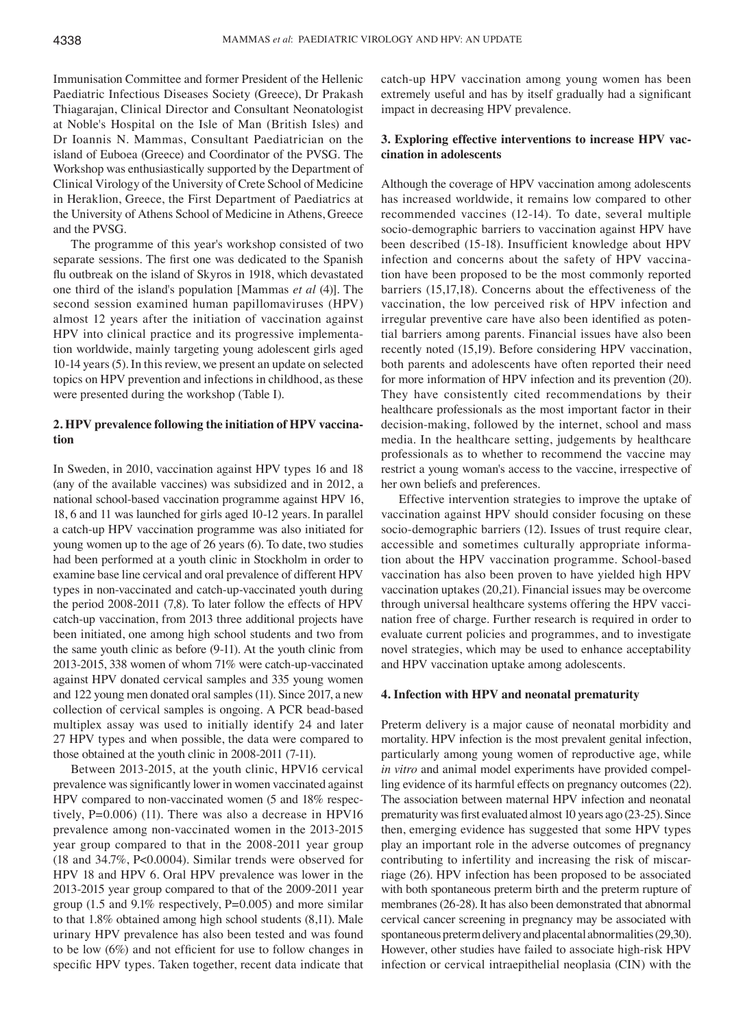Immunisation Committee and former President of the Hellenic Paediatric Infectious Diseases Society (Greece), Dr Prakash Thiagarajan, Clinical Director and Consultant Neonatologist at Noble's Hospital on the Isle of Man (British Isles) and Dr Ioannis N. Mammas, Consultant Paediatrician on the island of Euboea (Greece) and Coordinator of the PVSG. The Workshop was enthusiastically supported by the Department of Clinical Virology of the University of Crete School of Medicine in Heraklion, Greece, the First Department of Paediatrics at the University of Athens School of Medicine in Athens, Greece and the PVSG.

The programme of this year's workshop consisted of two separate sessions. The first one was dedicated to the Spanish flu outbreak on the island of Skyros in 1918, which devastated one third of the island's population [Mammas *et al* (4)]. The second session examined human papillomaviruses (HPV) almost 12 years after the initiation of vaccination against HPV into clinical practice and its progressive implementation worldwide, mainly targeting young adolescent girls aged 10-14 years (5). In this review, we present an update on selected topics on HPV prevention and infections in childhood, as these were presented during the workshop (Table I).

## 2. HPV prevalence following the initiation of HPV vaccination

In Sweden, in 2010, vaccination against HPV types 16 and 18 (any of the available vaccines) was subsidized and in 2012, a national school-based vaccination programme against HPV 16, 18, 6 and 11 was launched for girls aged 10-12 years. In parallel a catch-up HPV vaccination programme was also initiated for young women up to the age of 26 years (6). To date, two studies had been performed at a youth clinic in Stockholm in order to examine base line cervical and oral prevalence of different HPV types in non-vaccinated and catch-up-vaccinated youth during the period 2008-2011 (7,8). To later follow the effects of HPV catch-up vaccination, from 2013 three additional projects have been initiated, one among high school students and two from the same youth clinic as before (9-11). At the youth clinic from 2013-2015, 338 women of whom 71% were catch-up-vaccinated against HPV donated cervical samples and 335 young women and 122 young men donated oral samples (11). Since 2017, a new collection of cervical samples is ongoing. A PCR bead-based multiplex assay was used to initially identify 24 and later 27 HPV types and when possible, the data were compared to those obtained at the youth clinic in 2008-2011 (7-11).

Between 2013-2015, at the youth clinic, HPV16 cervical prevalence was significantly lower in women vaccinated against HPV compared to non-vaccinated women (5 and 18% respectively, $P=0.006$) (11). There was also a decrease in HPV16 prevalence among non-vaccinated women in the 2013-2015 year group compared to that in the 2008-2011 year group (18 and 34.7%, $P<0.0004$). Similar trends were observed for HPV 18 and HPV 6. Oral HPV prevalence was lower in the 2013-2015 year group compared to that of the 2009-2011 year group (1.5 and 9.1% respectively, $P=0.005$) and more similar to that 1.8% obtained among high school students (8,11). Male urinary HPV prevalence has also been tested and was found to be low (6%) and not efficient for use to follow changes in specific HPV types. Taken together, recent data indicate that catch-up HPV vaccination among young women has been extremely useful and has by itself gradually had a significant impact in decreasing HPV prevalence.

## 3. Exploring effective interventions to increase HPV vaccination in adolescents

Although the coverage of HPV vaccination among adolescents has increased worldwide, it remains low compared to other recommended vaccines (12-14). To date, several multiple socio-demographic barriers to vaccination against HPV have been described (15-18). Insufficient knowledge about HPV infection and concerns about the safety of HPV vaccination have been proposed to be the most commonly reported barriers (15,17,18). Concerns about the effectiveness of the vaccination, the low perceived risk of HPV infection and irregular preventive care have also been identified as potential barriers among parents. Financial issues have also been recently noted (15,19). Before considering HPV vaccination, both parents and adolescents have often reported their need for more information of HPV infection and its prevention (20). They have consistently cited recommendations by their healthcare professionals as the most important factor in their decision-making, followed by the internet, school and mass media. In the healthcare setting, judgements by healthcare professionals as to whether to recommend the vaccine may restrict a young woman's access to the vaccine, irrespective of her own beliefs and preferences.

Effective intervention strategies to improve the uptake of vaccination against HPV should consider focusing on these socio-demographic barriers (12). Issues of trust require clear, accessible and sometimes culturally appropriate information about the HPV vaccination programme. School-based vaccination has also been proven to have yielded high HPV vaccination uptakes (20,21). Financial issues may be overcome through universal healthcare systems offering the HPV vaccination free of charge. Further research is required in order to evaluate current policies and programmes, and to investigate novel strategies, which may be used to enhance acceptability and HPV vaccination uptake among adolescents.

## 4. Infection with HPV and neonatal prematurity

Preterm delivery is a major cause of neonatal morbidity and mortality. HPV infection is the most prevalent genital infection, particularly among young women of reproductive age, while *in vitro* and animal model experiments have provided compelling evidence of its harmful effects on pregnancy outcomes (22). The association between maternal HPV infection and neonatal prematurity was first evaluated almost 10 years ago (23-25). Since then, emerging evidence has suggested that some HPV types play an important role in the adverse outcomes of pregnancy contributing to infertility and increasing the risk of miscarriage (26). HPV infection has been proposed to be associated with both spontaneous preterm birth and the preterm rupture of membranes (26-28). It has also been demonstrated that abnormal cervical cancer screening in pregnancy may be associated with spontaneous preterm delivery and placental abnormalities (29,30). However, other studies have failed to associate high-risk HPV infection or cervical intraepithelial neoplasia (CIN) with the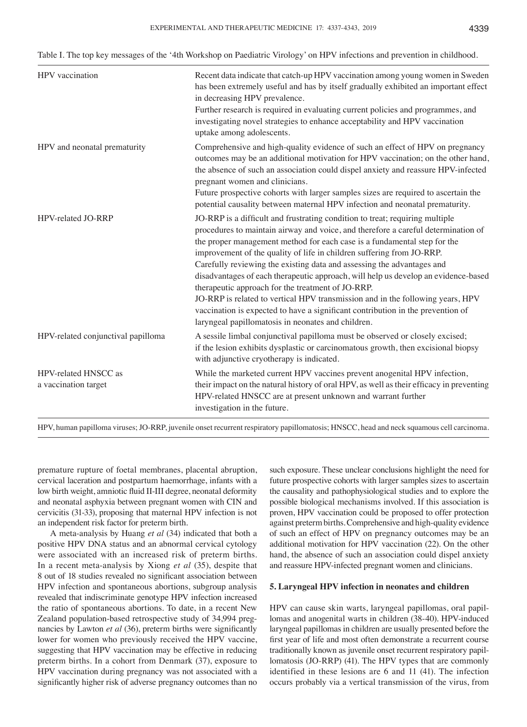Table I. The top key messages of the '4th Workshop on Paediatric Virology' on HPV infections and prevention in childhood.

| | |
|---|---|
| HPV vaccination | Recent data indicate that catch-up HPV vaccination among young women in Sweden has been extremely useful and has by itself gradually exhibited an important effect in decreasing HPV prevalence. Further research is required in evaluating current policies and programmes, and investigating novel strategies to enhance acceptability and HPV vaccination uptake among adolescents. |
| HPV and neonatal prematurity | Comprehensive and high-quality evidence of such an effect of HPV on pregnancy outcomes may be an additional motivation for HPV vaccination; on the other hand, the absence of such an association could dispel anxiety and reassure HPV-infected pregnant women and clinicians. Future prospective cohorts with larger samples sizes are required to ascertain the potential causality between maternal HPV infection and neonatal prematurity. |
| HPV-related JO-RRP | JO-RRP is a difficult and frustrating condition to treat; requiring multiple procedures to maintain airway and voice, and therefore a careful determination of the proper management method for each case is a fundamental step for the improvement of the quality of life in children suffering from JO-RRP. Carefully reviewing the existing data and assessing the advantages and disadvantages of each therapeutic approach, will help us develop an evidence-based therapeutic approach for the treatment of JO-RRP. JO-RRP is related to vertical HPV transmission and in the following years, HPV vaccination is expected to have a significant contribution in the prevention of laryngeal papillomatosis in neonates and children. |
| HPV-related conjunctival papilloma | A sessile limbal conjunctival papilloma must be observed or closely excised; if the lesion exhibits dysplastic or carcinomatous growth, then excisional biopsy with adjunctive cryotherapy is indicated. |
| HPV-related HNSCC as a vaccination target | While the marketed current HPV vaccines prevent anogenital HPV infection, their impact on the natural history of oral HPV, as well as their efficacy in preventing HPV-related HNSCC are at present unknown and warrant further investigation in the future. |

HPV, human papilloma viruses; JO-RRP, juvenile onset recurrent respiratory papillomatosis; HNSCC, head and neck squamous cell carcinoma.

premature rupture of foetal membranes, placental abruption, cervical laceration and postpartum haemorrhage, infants with a low birth weight, amniotic fluid II-III degree, neonatal deformity and neonatal asphyxia between pregnant women with CIN and cervicitis (31-33), proposing that maternal HPV infection is not an independent risk factor for preterm birth.

A meta-analysis by Huang *et al* (34) indicated that both a positive HPV DNA status and an abnormal cervical cytology were associated with an increased risk of preterm births. In a recent meta-analysis by Xiong *et al* (35), despite that 8 out of 18 studies revealed no significant association between HPV infection and spontaneous abortions, subgroup analysis revealed that indiscriminate genotype HPV infection increased the ratio of spontaneous abortions. To date, in a recent New Zealand population-based retrospective study of 34,994 pregnancies by Lawton *et al* (36), preterm births were significantly lower for women who previously received the HPV vaccine, suggesting that HPV vaccination may be effective in reducing preterm births. In a cohort from Denmark (37), exposure to HPV vaccination during pregnancy was not associated with a significantly higher risk of adverse pregnancy outcomes than no such exposure. These unclear conclusions highlight the need for future prospective cohorts with larger samples sizes to ascertain the causality and pathophysiological studies and to explore the possible biological mechanisms involved. If this association is proven, HPV vaccination could be proposed to offer protection against preterm births. Comprehensive and high-quality evidence of such an effect of HPV on pregnancy outcomes may be an additional motivation for HPV vaccination (22). On the other hand, the absence of such an association could dispel anxiety and reassure HPV-infected pregnant women and clinicians.

## 5. Laryngeal HPV infection in neonates and children

HPV can cause skin warts, laryngeal papillomas, oral papillomas and anogenital warts in children (38-40). HPV-induced laryngeal papillomas in children are usually presented before the first year of life and most often demonstrate a recurrent course traditionally known as juvenile onset recurrent respiratory papillomatosis (JO-RRP) (41). The HPV types that are commonly identified in these lesions are 6 and 11 (41). The infection occurs probably via a vertical transmission of the virus, from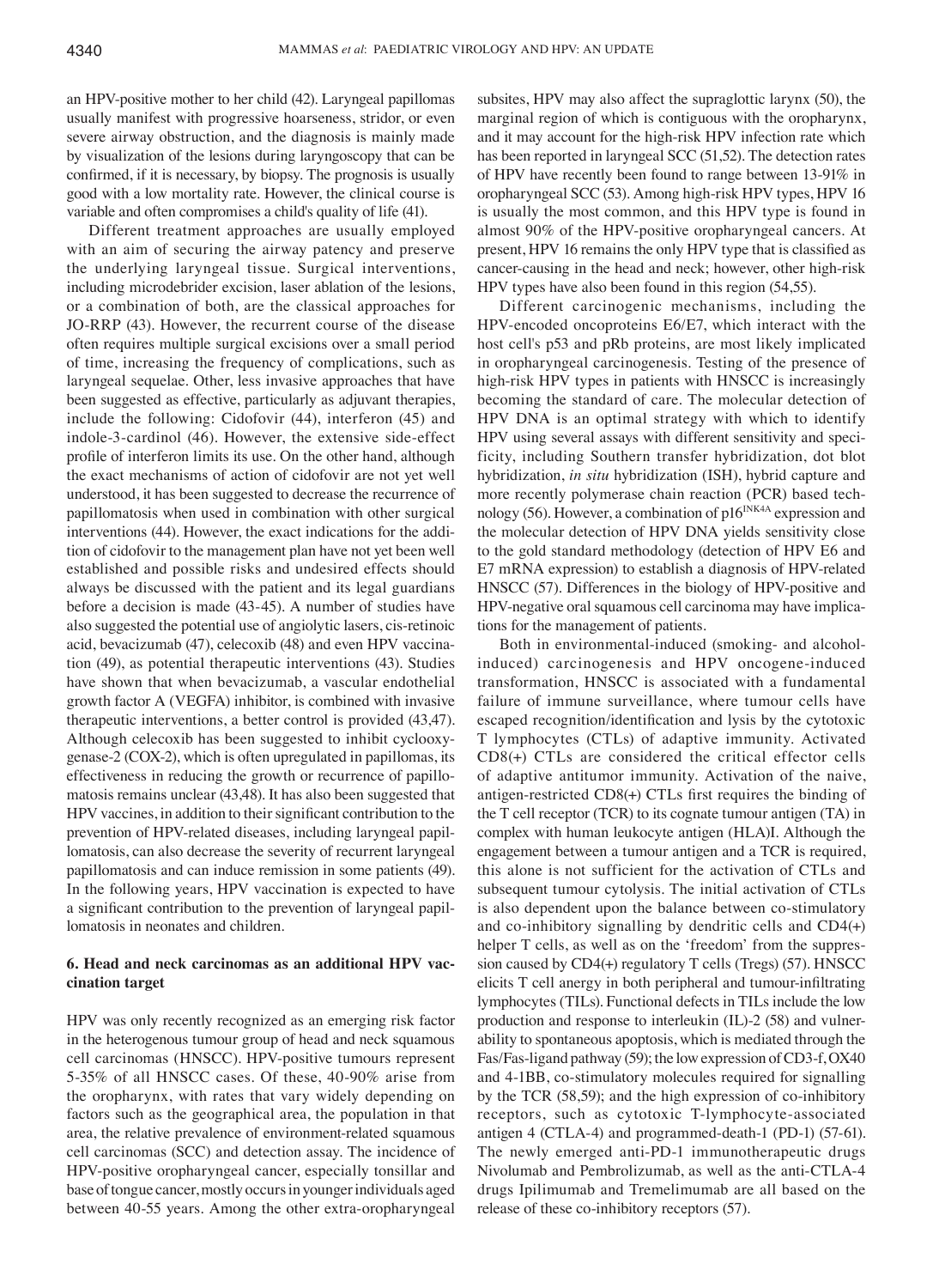an HPV-positive mother to her child (42). Laryngeal papillomas usually manifest with progressive hoarseness, stridor, or even severe airway obstruction, and the diagnosis is mainly made by visualization of the lesions during laryngoscopy that can be confirmed, if it is necessary, by biopsy. The prognosis is usually good with a low mortality rate. However, the clinical course is variable and often compromises a child's quality of life (41).

Different treatment approaches are usually employed with an aim of securing the airway patency and preserve the underlying laryngeal tissue. Surgical interventions, including microdebrider excision, laser ablation of the lesions, or a combination of both, are the classical approaches for JO-RRP (43). However, the recurrent course of the disease often requires multiple surgical excisions over a small period of time, increasing the frequency of complications, such as laryngeal sequelae. Other, less invasive approaches that have been suggested as effective, particularly as adjuvant therapies, include the following: Cidofovir (44), interferon (45) and indole-3-cardinol (46). However, the extensive side-effect profile of interferon limits its use. On the other hand, although the exact mechanisms of action of cidofovir are not yet well understood, it has been suggested to decrease the recurrence of papillomatosis when used in combination with other surgical interventions (44). However, the exact indications for the addition of cidofovir to the management plan have not yet been well established and possible risks and undesired effects should always be discussed with the patient and its legal guardians before a decision is made (43-45). A number of studies have also suggested the potential use of angiolytic lasers, cis-retinoic acid, bevacizumab (47), celecoxib (48) and even HPV vaccination (49), as potential therapeutic interventions (43). Studies have shown that when bevacizumab, a vascular endothelial growth factor A (VEGFA) inhibitor, is combined with invasive therapeutic interventions, a better control is provided (43,47). Although celecoxib has been suggested to inhibit cyclooxygenase-2 (COX-2), which is often upregulated in papillomas, its effectiveness in reducing the growth or recurrence of papillomatosis remains unclear (43,48). It has also been suggested that HPV vaccines, in addition to their significant contribution to the prevention of HPV-related diseases, including laryngeal papillomatosis, can also decrease the severity of recurrent laryngeal papillomatosis and can induce remission in some patients (49). In the following years, HPV vaccination is expected to have a significant contribution to the prevention of laryngeal papillomatosis in neonates and children.

## 6. Head and neck carcinomas as an additional HPV vaccination target

HPV was only recently recognized as an emerging risk factor in the heterogenous tumour group of head and neck squamous cell carcinomas (HNSCC). HPV-positive tumours represent 5-35% of all HNSCC cases. Of these, 40-90% arise from the oropharynx, with rates that vary widely depending on factors such as the geographical area, the population in that area, the relative prevalence of environment-related squamous cell carcinomas (SCC) and detection assay. The incidence of HPV-positive oropharyngeal cancer, especially tonsillar and base of tongue cancer, mostly occurs in younger individuals aged between 40-55 years. Among the other extra-oropharyngeal subsites, HPV may also affect the supraglottic larynx (50), the marginal region of which is contiguous with the oropharynx, and it may account for the high-risk HPV infection rate which has been reported in laryngeal SCC (51,52). The detection rates of HPV have recently been found to range between 13-91% in oropharyngeal SCC (53). Among high-risk HPV types, HPV 16 is usually the most common, and this HPV type is found in almost 90% of the HPV-positive oropharyngeal cancers. At present, HPV 16 remains the only HPV type that is classified as cancer-causing in the head and neck; however, other high-risk HPV types have also been found in this region (54,55).

Different carcinogenic mechanisms, including the HPV-encoded oncoproteins E6/E7, which interact with the host cell's p53 and pRb proteins, are most likely implicated in oropharyngeal carcinogenesis. Testing of the presence of high-risk HPV types in patients with HNSCC is increasingly becoming the standard of care. The molecular detection of HPV DNA is an optimal strategy with which to identify HPV using several assays with different sensitivity and specificity, including Southern transfer hybridization, dot blot hybridization, *in situ* hybridization (ISH), hybrid capture and more recently polymerase chain reaction (PCR) based technology (56). However, a combination of p16$^{INK4A}$ expression and the molecular detection of HPV DNA yields sensitivity close to the gold standard methodology (detection of HPV E6 and E7 mRNA expression) to establish a diagnosis of HPV-related HNSCC (57). Differences in the biology of HPV-positive and HPV-negative oral squamous cell carcinoma may have implications for the management of patients.

Both in environmental-induced (smoking- and alcohol-induced) carcinogenesis and HPV oncogene-induced transformation, HNSCC is associated with a fundamental failure of immune surveillance, where tumour cells have escaped recognition/identification and lysis by the cytotoxic T lymphocytes (CTLs) of adaptive immunity. Activated CD8(+) CTLs are considered the critical effector cells of adaptive antitumor immunity. Activation of the naive, antigen-restricted CD8(+) CTLs first requires the binding of the T cell receptor (TCR) to its cognate tumour antigen (TA) in complex with human leukocyte antigen (HLA)I. Although the engagement between a tumour antigen and a TCR is required, this alone is not sufficient for the activation of CTLs and subsequent tumour cytolysis. The initial activation of CTLs is also dependent upon the balance between co-stimulatory and co-inhibitory signalling by dendritic cells and CD4(+) helper T cells, as well as on the 'freedom' from the suppression caused by CD4(+) regulatory T cells (Tregs) (57). HNSCC elicits T cell anergy in both peripheral and tumour-infiltrating lymphocytes (TILs). Functional defects in TILs include the low production and response to interleukin (IL)-2 (58) and vulnerability to spontaneous apoptosis, which is mediated through the Fas/Fas-ligand pathway (59); the low expression of CD3-f, OX40 and 4-1BB, co-stimulatory molecules required for signalling by the TCR (58,59); and the high expression of co-inhibitory receptors, such as cytotoxic T-lymphocyte-associated antigen 4 (CTLA-4) and programmed-death-1 (PD-1) (57-61). The newly emerged anti-PD-1 immunotherapeutic drugs Nivolumab and Pembrolizumab, as well as the anti-CTLA-4 drugs Ipilimumab and Tremelimumab are all based on the release of these co-inhibitory receptors (57).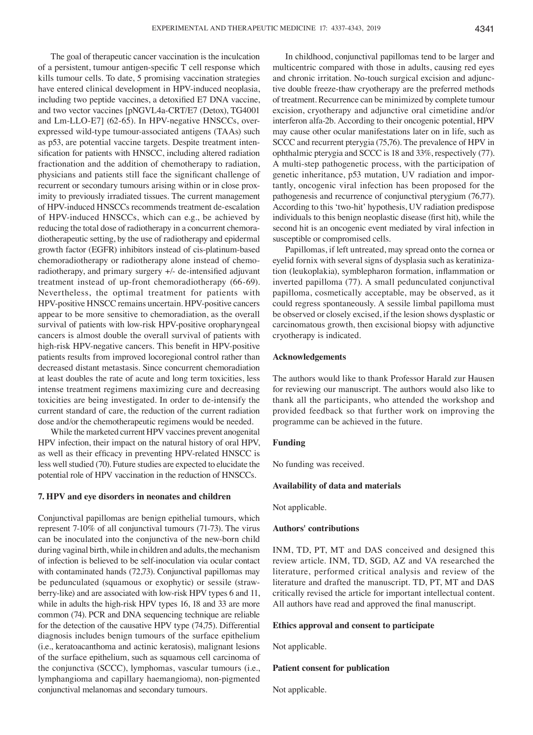The goal of therapeutic cancer vaccination is the inculcation of a persistent, tumour antigen-specific T cell response which kills tumour cells. To date, 5 promising vaccination strategies have entered clinical development in HPV-induced neoplasia, including two peptide vaccines, a detoxified E7 DNA vaccine, and two vector vaccines [pNGVL4a-CRT/E7 (Detox), TG4001 and Lm-LLO-E7] (62-65). In HPV-negative HNSCCs, overexpressed wild-type tumour-associated antigens (TAAs) such as p53, are potential vaccine targets. Despite treatment intensification for patients with HNSCC, including altered radiation fractionation and the addition of chemotherapy to radiation, physicians and patients still face the significant challenge of recurrent or secondary tumours arising within or in close proximity to previously irradiated tissues. The current management of HPV-induced HNSCCs recommends treatment de-escalation of HPV-induced HNSCCs, which can e.g., be achieved by reducing the total dose of radiotherapy in a concurrent chemoradiotherapeutic setting, by the use of radiotherapy and epidermal growth factor (EGFR) inhibitors instead of cis-platinum-based chemoradiotherapy or radiotherapy alone instead of chemoradiotherapy, and primary surgery +/- de-intensified adjuvant treatment instead of up-front chemoradiotherapy (66-69). Nevertheless, the optimal treatment for patients with HPV-positive HNSCC remains uncertain. HPV-positive cancers appear to be more sensitive to chemoradiation, as the overall survival of patients with low-risk HPV-positive oropharyngeal cancers is almost double the overall survival of patients with high-risk HPV-negative cancers. This benefit in HPV-positive patients results from improved locoregional control rather than decreased distant metastasis. Since concurrent chemoradiation at least doubles the rate of acute and long term toxicities, less intense treatment regimens maximizing cure and decreasing toxicities are being investigated. In order to de-intensify the current standard of care, the reduction of the current radiation dose and/or the chemotherapeutic regimens would be needed.

While the marketed current HPV vaccines prevent anogenital HPV infection, their impact on the natural history of oral HPV, as well as their efficacy in preventing HPV-related HNSCC is less well studied (70). Future studies are expected to elucidate the potential role of HPV vaccination in the reduction of HNSCCs.

## 7. HPV and eye disorders in neonates and children

Conjunctival papillomas are benign epithelial tumours, which represent 7-10% of all conjunctival tumours (71-73). The virus can be inoculated into the conjunctiva of the new-born child during vaginal birth, while in children and adults, the mechanism of infection is believed to be self-inoculation via ocular contact with contaminated hands (72,73). Conjunctival papillomas may be pedunculated (squamous or exophytic) or sessile (strawberry-like) and are associated with low-risk HPV types 6 and 11, while in adults the high-risk HPV types 16, 18 and 33 are more common (74). PCR and DNA sequencing technique are reliable for the detection of the causative HPV type (74,75). Differential diagnosis includes benign tumours of the surface epithelium (i.e., keratoacanthoma and actinic keratosis), malignant lesions of the surface epithelium, such as squamous cell carcinoma of the conjunctiva (SCCC), lymphomas, vascular tumours (i.e., lymphangioma and capillary haemangioma), non-pigmented conjunctival melanomas and secondary tumours.

In childhood, conjunctival papillomas tend to be larger and multicentric compared with those in adults, causing red eyes and chronic irritation. No-touch surgical excision and adjunctive double freeze-thaw cryotherapy are the preferred methods of treatment. Recurrence can be minimized by complete tumour excision, cryotherapy and adjunctive oral cimetidine and/or interferon alfa-2b. According to their oncogenic potential, HPV may cause other ocular manifestations later on in life, such as SCCC and recurrent pterygia (75,76). The prevalence of HPV in ophthalmic pterygia and SCCC is 18 and 33%, respectively (77). A multi-step pathogenetic process, with the participation of genetic inheritance, p53 mutation, UV radiation and importantly, oncogenic viral infection has been proposed for the pathogenesis and recurrence of conjunctival pterygium (76,77). According to this 'two-hit' hypothesis, UV radiation predispose individuals to this benign neoplastic disease (first hit), while the second hit is an oncogenic event mediated by viral infection in susceptible or compromised cells.

Papillomas, if left untreated, may spread onto the cornea or eyelid fornix with several signs of dysplasia such as keratinization (leukoplakia), symblepharon formation, inflammation or inverted papilloma (77). A small pedunculated conjunctival papilloma, cosmetically acceptable, may be observed, as it could regress spontaneously. A sessile limbal papilloma must be observed or closely excised, if the lesion shows dysplastic or carcinomatous growth, then excisional biopsy with adjunctive cryotherapy is indicated.

## Acknowledgements

The authors would like to thank Professor Harald zur Hausen for reviewing our manuscript. The authors would also like to thank all the participants, who attended the workshop and provided feedback so that further work on improving the programme can be achieved in the future.

## Funding

No funding was received.

## Availability of data and materials

Not applicable.

## Authors' contributions

INM, TD, PT, MT and DAS conceived and designed this review article. INM, TD, SGD, AZ and VA researched the literature, performed critical analysis and review of the literature and drafted the manuscript. TD, PT, MT and DAS critically revised the article for important intellectual content. All authors have read and approved the final manuscript.

## Ethics approval and consent to participate

Not applicable.

## Patient consent for publication

Not applicable.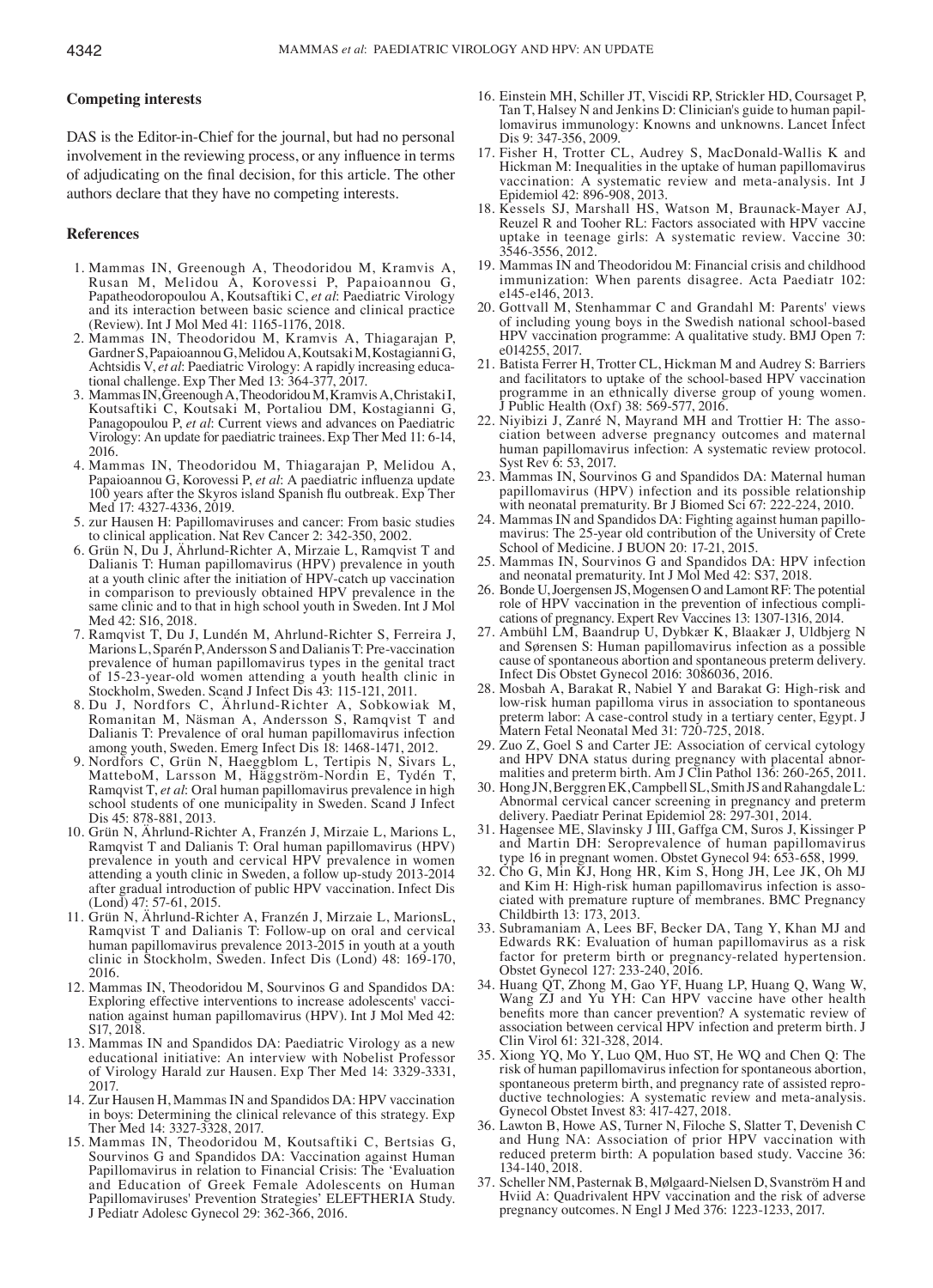## Competing interests

DAS is the Editor-in-Chief for the journal, but had no personal involvement in the reviewing process, or any influence in terms of adjudicating on the final decision, for this article. The other authors declare that they have no competing interests.

## References

1. Mammas IN, Greenough A, Theodoridou M, Kramvis A, Rusan M, Melidou A, Korovessi P, Papaioannou G, Papatheodoropoulou A, Koutsaftiki C, *et al*: Paediatric Virology and its interaction between basic science and clinical practice (Review). Int J Mol Med 41: 1165-1176, 2018.
2. Mammas IN, Theodoridou M, Kramvis A, Thiagarajan P, Gardner S, Papaioannou G, Melidou A, Koutsaki M, Kostagianni G, Achtsidis V, *et al*: Paediatric Virology: A rapidly increasing educational challenge. Exp Ther Med 13: 364-377, 2017.
3. Mammas IN, Greenough A, Theodoridou M, Kramvis A, Christaki I, Koutsaftiki C, Koutsaki M, Portaliou DM, Kostagianni G, Panagopoulou P, *et al*: Current views and advances on Paediatric Virology: An update for paediatric trainees. Exp Ther Med 11: 6-14, 2016.
4. Mammas IN, Theodoridou M, Thiagarajan P, Melidou A, Papaioannou G, Korovessi P, *et al*: A paediatric influenza update 100 years after the Skyros island Spanish flu outbreak. Exp Ther Med 17: 4327-4336, 2019.
5. zur Hausen H: Papillomaviruses and cancer: From basic studies to clinical application. Nat Rev Cancer 2: 342-350, 2002.
6. Grün N, Du J, Ährlund-Richter A, Mirzaie L, Ramqvist T and Dalianis T: Human papillomavirus (HPV) prevalence in youth at a youth clinic after the initiation of HPV-catch up vaccination in comparison to previously obtained HPV prevalence in the same clinic and to that in high school youth in Sweden. Int J Mol Med 42: S16, 2018.
7. Ramqvist T, Du J, Lundén M, Ahrlund-Richter S, Ferreira J, Marions L, Sparén P, Andersson S and Dalianis T: Pre-vaccination prevalence of human papillomavirus types in the genital tract of 15-23-year-old women attending a youth health clinic in Stockholm, Sweden. Scand J Infect Dis 43: 115-121, 2011.
8. Du J, Nordfors C, Ährlund-Richter A, Sobkowiak M, Romanitan M, Näsman A, Andersson S, Ramqvist T and Dalianis T: Prevalence of oral human papillomavirus infection among youth, Sweden. Emerg Infect Dis 18: 1468-1471, 2012.
9. Nordfors C, Grün N, Haeggblom L, Tertipis N, Sivars L, MatteboM, Larsson M, Häggström-Nordin E, Tydén T, Ramqvist T, *et al*: Oral human papillomavirus prevalence in high school students of one municipality in Sweden. Scand J Infect Dis 45: 878-881, 2013.
10. Grün N, Ährlund-Richter A, Franzén J, Mirzaie L, Marions L, Ramqvist T and Dalianis T: Oral human papillomavirus (HPV) prevalence in youth and cervical HPV prevalence in women attending a youth clinic in Sweden, a follow up-study 2013-2014 after gradual introduction of public HPV vaccination. Infect Dis (Lond) 47: 57-61, 2015.
11. Grün N, Ährlund-Richter A, Franzén J, Mirzaie L, MarionsL, Ramqvist T and Dalianis T: Follow-up on oral and cervical human papillomavirus prevalence 2013-2015 in youth at a youth clinic in Stockholm, Sweden. Infect Dis (Lond) 48: 169-170, 2016.
12. Mammas IN, Theodoridou M, Sourvinos G and Spandidos DA: Exploring effective interventions to increase adolescents' vaccination against human papillomavirus (HPV). Int J Mol Med 42: S17, 2018.
13. Mammas IN and Spandidos DA: Paediatric Virology as a new educational initiative: An interview with Nobelist Professor of Virology Harald zur Hausen. Exp Ther Med 14: 3329-3331, 2017.
14. Zur Hausen H, Mammas IN and Spandidos DA: HPV vaccination in boys: Determining the clinical relevance of this strategy. Exp Ther Med 14: 3327-3328, 2017.
15. Mammas IN, Theodoridou M, Koutsaftiki C, Bertsias G, Sourvinos G and Spandidos DA: Vaccination against Human Papillomavirus in relation to Financial Crisis: The 'Evaluation and Education of Greek Female Adolescents on Human Papillomaviruses' Prevention Strategies' ELEFTHERIA Study. J Pediatr Adolesc Gynecol 29: 362-366, 2016.
16. Einstein MH, Schiller JT, Viscidi RP, Strickler HD, Coursaget P, Tan T, Halsey N and Jenkins D: Clinician's guide to human papillomavirus immunology: Knowns and unknowns. Lancet Infect Dis 9: 347-356, 2009.
17. Fisher H, Trotter CL, Audrey S, MacDonald-Wallis K and Hickman M: Inequalities in the uptake of human papillomavirus vaccination: A systematic review and meta-analysis. Int J Epidemiol 42: 896-908, 2013.
18. Kessels SJ, Marshall HS, Watson M, Braunack-Mayer AJ, Reuzel R and Tooher RL: Factors associated with HPV vaccine uptake in teenage girls: A systematic review. Vaccine 30: 3546-3556, 2012.
19. Mammas IN and Theodoridou M: Financial crisis and childhood immunization: When parents disagree. Acta Paediatr 102: e145-e146, 2013.
20. Gottvall M, Stenhammar C and Grandahl M: Parents' views of including young boys in the Swedish national school-based HPV vaccination programme: A qualitative study. BMJ Open 7: e014255, 2017.
21. Batista Ferrer H, Trotter CL, Hickman M and Audrey S: Barriers and facilitators to uptake of the school-based HPV vaccination programme in an ethnically diverse group of young women. J Public Health (Oxf) 38: 569-577, 2016.
22. Niyibizi J, Zanré N, Mayrand MH and Trottier H: The association between adverse pregnancy outcomes and maternal human papillomavirus infection: A systematic review protocol. Syst Rev 6: 53, 2017.
23. Mammas IN, Sourvinos G and Spandidos DA: Maternal human papillomavirus (HPV) infection and its possible relationship with neonatal prematurity. Br J Biomed Sci 67: 222-224, 2010.
24. Mammas IN and Spandidos DA: Fighting against human papillomavirus: The 25-year old contribution of the University of Crete School of Medicine. J BUON 20: 17-21, 2015.
25. Mammas IN, Sourvinos G and Spandidos DA: HPV infection and neonatal prematurity. Int J Mol Med 42: S37, 2018.
26. Bonde U, Joergensen JS, Mogensen O and Lamont RF: The potential role of HPV vaccination in the prevention of infectious complications of pregnancy. Expert Rev Vaccines 13: 1307-1316, 2014.
27. Ambühl LM, Baandrup U, Dybkær K, Blaakær J, Uldbjerg N and Sørensen S: Human papillomavirus infection as a possible cause of spontaneous abortion and spontaneous preterm delivery. Infect Dis Obstet Gynecol 2016: 3086036, 2016.
28. Mosbah A, Barakat R, Nabiel Y and Barakat G: High-risk and low-risk human papilloma virus in association to spontaneous preterm labor: A case-control study in a tertiary center, Egypt. J Matern Fetal Neonatal Med 31: 720-725, 2018.
29. Zuo Z, Goel S and Carter JE: Association of cervical cytology and HPV DNA status during pregnancy with placental abnormalities and preterm birth. Am J Clin Pathol 136: 260-265, 2011.
30. Hong JN, Berggren EK, Campbell SL, Smith JS and Rahangdale L: Abnormal cervical cancer screening in pregnancy and preterm delivery. Paediatr Perinat Epidemiol 28: 297-301, 2014.
31. Hagensee ME, Slavinsky J III, Gaffga CM, Suros J, Kissinger P and Martin DH: Seroprevalence of human papillomavirus type 16 in pregnant women. Obstet Gynecol 94: 653-658, 1999.
32. Cho G, Min KJ, Hong HR, Kim S, Hong JH, Lee JK, Oh MJ and Kim H: High-risk human papillomavirus infection is associated with premature rupture of membranes. BMC Pregnancy Childbirth 13: 173, 2013.
33. Subramaniam A, Lees BF, Becker DA, Tang Y, Khan MJ and Edwards RK: Evaluation of human papillomavirus as a risk factor for preterm birth or pregnancy-related hypertension. Obstet Gynecol 127: 233-240, 2016.
34. Huang QT, Zhong M, Gao YF, Huang LP, Huang Q, Wang W, Wang ZJ and Yu YH: Can HPV vaccine have other health benefits more than cancer prevention? A systematic review of association between cervical HPV infection and preterm birth. J Clin Virol 61: 321-328, 2014.
35. Xiong YQ, Mo Y, Luo QM, Huo ST, He WQ and Chen Q: The risk of human papillomavirus infection for spontaneous abortion, spontaneous preterm birth, and pregnancy rate of assisted reproductive technologies: A systematic review and meta-analysis. Gynecol Obstet Invest 83: 417-427, 2018.
36. Lawton B, Howe AS, Turner N, Filoche S, Slatter T, Devenish C and Hung NA: Association of prior HPV vaccination with reduced preterm birth: A population based study. Vaccine 36: 134-140, 2018.
37. Scheller NM, Pasternak B, Mølgaard-Nielsen D, Svanström H and Hviid A: Quadrivalent HPV vaccination and the risk of adverse pregnancy outcomes. N Engl J Med 376: 1223-1233, 2017.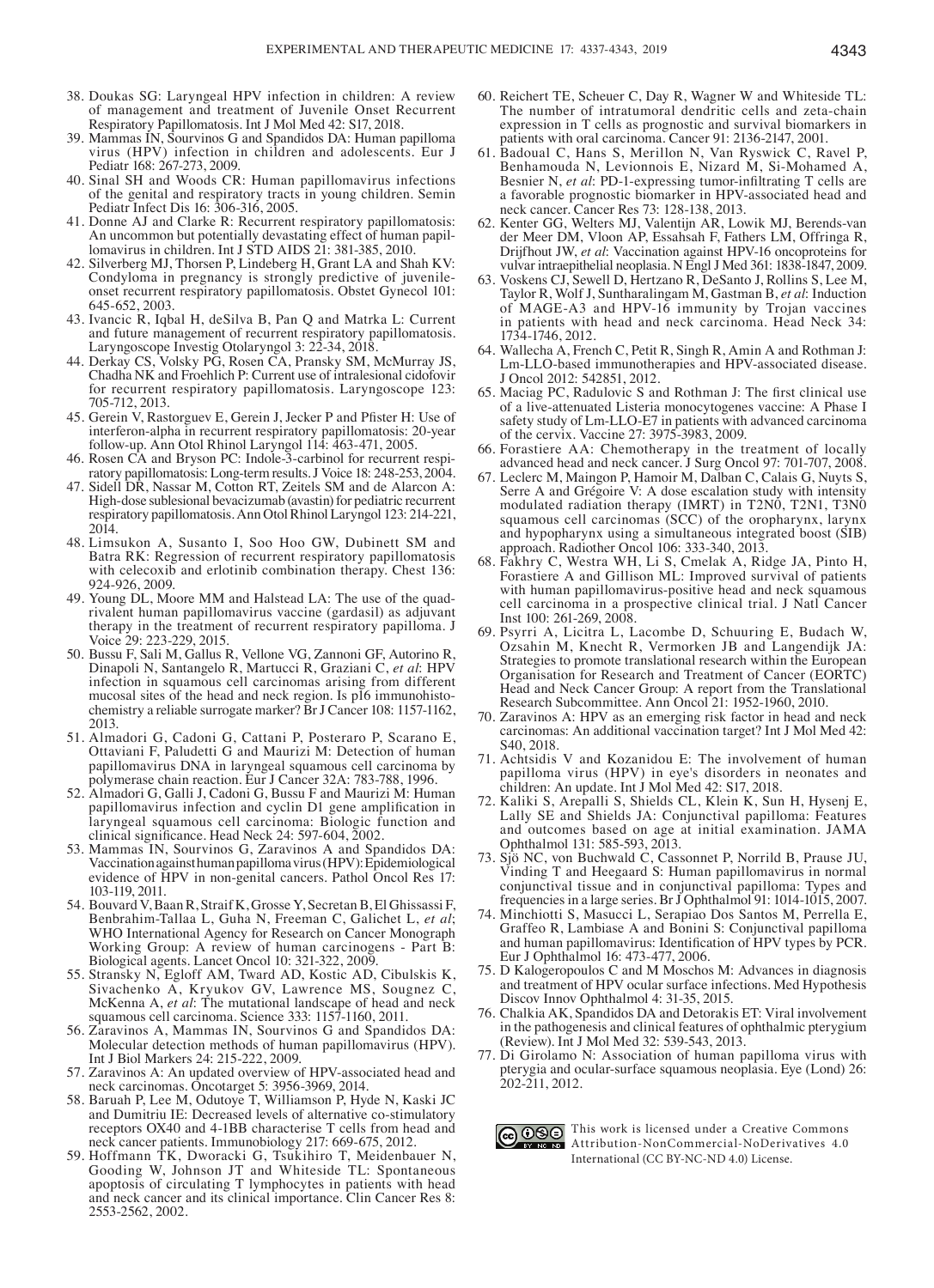38. Doukas SG: Laryngeal HPV infection in children: A review of management and treatment of Juvenile Onset Recurrent Respiratory Papillomatosis. Int J Mol Med 42: S17, 2018.
39. Mammas IN, Sourvinos G and Spandidos DA: Human papilloma virus (HPV) infection in children and adolescents. Eur J Pediatr 168: 267-273, 2009.
40. Sinal SH and Woods CR: Human papillomavirus infections of the genital and respiratory tracts in young children. Semin Pediatr Infect Dis 16: 306-316, 2005.
41. Donne AJ and Clarke R: Recurrent respiratory papillomatosis: An uncommon but potentially devastating effect of human papillomavirus in children. Int J STD AIDS 21: 381-385, 2010.
42. Silverberg MJ, Thorsen P, Lindeberg H, Grant LA and Shah KV: Condyloma in pregnancy is strongly predictive of juvenile-onset recurrent respiratory papillomatosis. Obstet Gynecol 101: 645-652, 2003.
43. Ivancic R, Iqbal H, deSilva B, Pan Q and Matrka L: Current and future management of recurrent respiratory papillomatosis. Laryngoscope Investig Otolaryngol 3: 22-34, 2018.
44. Derkay CS, Volsky PG, Rosen CA, Pransky SM, McMurray JS, Chadha NK and Froehlich P: Current use of intralesional cidofovir for recurrent respiratory papillomatosis. Laryngoscope 123: 705-712, 2013.
45. Gerein V, Rastorguev E, Gerein J, Jecker P and Pfister H: Use of interferon-alpha in recurrent respiratory papillomatosis: 20-year follow-up. Ann Otol Rhinol Laryngol 114: 463-471, 2005.
46. Rosen CA and Bryson PC: Indole-3-carbinol for recurrent respiratory papillomatosis: Long-term results. J Voice 18: 248-253, 2004.
47. Sidell DR, Nassar M, Cotton RT, Zeitels SM and de Alarcon A: High-dose sublesional bevacizumab (avastin) for pediatric recurrent respiratory papillomatosis. Ann Otol Rhinol Laryngol 123: 214-221, 2014.
48. Limsukon A, Susanto I, Soo Hoo GW, Dubinett SM and Batra RK: Regression of recurrent respiratory papillomatosis with celecoxib and erlotinib combination therapy. Chest 136: 924-926, 2009.
49. Young DL, Moore MM and Halstead LA: The use of the quadrivalent human papillomavirus vaccine (gardasil) as adjuvant therapy in the treatment of recurrent respiratory papilloma. J Voice 29: 223-229, 2015.
50. Bussu F, Sali M, Gallus R, Vellone VG, Zannoni GF, Autorino R, Dinapoli N, Santangelo R, Martucci R, Graziani C, *et al*: HPV infection in squamous cell carcinomas arising from different mucosal sites of the head and neck region. Is p16 immunohistochemistry a reliable surrogate marker? Br J Cancer 108: 1157-1162, 2013.
51. Almadori G, Cadoni G, Cattani P, Posteraro P, Scarano E, Ottaviani F, Paludetti G and Maurizi M: Detection of human papillomavirus DNA in laryngeal squamous cell carcinoma by polymerase chain reaction. Eur J Cancer 32A: 783-788, 1996.
52. Almadori G, Galli J, Cadoni G, Bussu F and Maurizi M: Human papillomavirus infection and cyclin D1 gene amplification in laryngeal squamous cell carcinoma: Biologic function and clinical significance. Head Neck 24: 597-604, 2002.
53. Mammas IN, Sourvinos G, Zaravinos A and Spandidos DA: Vaccination against human papilloma virus (HPV): Epidemiological evidence of HPV in non-genital cancers. Pathol Oncol Res 17: 103-119, 2011.
54. Bouvard V, Baan R, Straif K, Grosse Y, Secretan B, El Ghissassi F, Benbrahim-Tallaa L, Guha N, Freeman C, Galichet L, *et al*; WHO International Agency for Research on Cancer Monograph Working Group: A review of human carcinogens - Part B: Biological agents. Lancet Oncol 10: 321-322, 2009.
55. Stransky N, Egloff AM, Tward AD, Kostic AD, Cibulskis K, Sivachenko A, Kryukov GV, Lawrence MS, Sougnez C, McKenna A, *et al*: The mutational landscape of head and neck squamous cell carcinoma. Science 333: 1157-1160, 2011.
56. Zaravinos A, Mammas IN, Sourvinos G and Spandidos DA: Molecular detection methods of human papillomavirus (HPV). Int J Biol Markers 24: 215-222, 2009.
57. Zaravinos A: An updated overview of HPV-associated head and neck carcinomas. Oncotarget 5: 3956-3969, 2014.
58. Baruah P, Lee M, Odutoye T, Williamson P, Hyde N, Kaski JC and Dumitriu IE: Decreased levels of alternative co-stimulatory receptors OX40 and 4-1BB characterise T cells from head and neck cancer patients. Immunobiology 217: 669-675, 2012.
59. Hoffmann TK, Dworacki G, Tsukihiro T, Meidenbauer N, Gooding W, Johnson JT and Whiteside TL: Spontaneous apoptosis of circulating T lymphocytes in patients with head and neck cancer and its clinical importance. Clin Cancer Res 8: 2553-2562, 2002.
60. Reichert TE, Scheuer C, Day R, Wagner W and Whiteside TL: The number of intratumoral dendritic cells and zeta-chain expression in T cells as prognostic and survival biomarkers in patients with oral carcinoma. Cancer 91: 2136-2147, 2001.
61. Badoual C, Hans S, Merillon N, Van Ryswick C, Ravel P, Benhamouda N, Levionnois E, Nizard M, Si-Mohamed A, Besnier N, *et al*: PD-1-expressing tumor-infiltrating T cells are a favorable prognostic biomarker in HPV-associated head and neck cancer. Cancer Res 73: 128-138, 2013.
62. Kenter GG, Welters MJ, Valentijn AR, Lowik MJ, Berends-van der Meer DM, Vloon AP, Essahsah F, Fathers LM, Offringa R, Drijfhout JW, *et al*: Vaccination against HPV-16 oncoproteins for vulvar intraepithelial neoplasia. N Engl J Med 361: 1838-1847, 2009.
63. Voskens CJ, Sewell D, Hertzano R, DeSanto J, Rollins S, Lee M, Taylor R, Wolf J, Suntharalingam M, Gastman B, *et al*: Induction of MAGE-A3 and HPV-16 immunity by Trojan vaccines in patients with head and neck carcinoma. Head Neck 34: 1734-1746, 2012.
64. Wallecha A, French C, Petit R, Singh R, Amin A and Rothman J: Lm-LLO-based immunotherapies and HPV-associated disease. J Oncol 2012: 542851, 2012.
65. Maciag PC, Radulovic S and Rothman J: The first clinical use of a live-attenuated Listeria monocytogenes vaccine: A Phase I safety study of Lm-LLO-E7 in patients with advanced carcinoma of the cervix. Vaccine 27: 3975-3983, 2009.
66. Forastiere AA: Chemotherapy in the treatment of locally advanced head and neck cancer. J Surg Oncol 97: 701-707, 2008.
67. Leclerc M, Maingon P, Hamoir M, Dalban C, Calais G, Nuyts S, Serre A and Grégoire V: A dose escalation study with intensity modulated radiation therapy (IMRT) in T2N0, T2N1, T3N0 squamous cell carcinomas (SCC) of the oropharynx, larynx and hypopharynx using a simultaneous integrated boost (SIB) approach. Radiother Oncol 106: 333-340, 2013.
68. Fakhry C, Westra WH, Li S, Cmelak A, Ridge JA, Pinto H, Forastiere A and Gillison ML: Improved survival of patients with human papillomavirus-positive head and neck squamous cell carcinoma in a prospective clinical trial. J Natl Cancer Inst 100: 261-269, 2008.
69. Psyrri A, Licitra L, Lacombe D, Schuuring E, Budach W, Ozsahin M, Knecht R, Vermorken JB and Langendijk JA: Strategies to promote translational research within the European Organisation for Research and Treatment of Cancer (EORTC) Head and Neck Cancer Group: A report from the Translational Research Subcommittee. Ann Oncol 21: 1952-1960, 2010.
70. Zaravinos A: HPV as an emerging risk factor in head and neck carcinomas: An additional vaccination target? Int J Mol Med 42: S40, 2018.
71. Achtsidis V and Kozanidou E: The involvement of human papilloma virus (HPV) in eye's disorders in neonates and children: An update. Int J Mol Med 42: S17, 2018.
72. Kaliki S, Arepalli S, Shields CL, Klein K, Sun H, Hysenj E, Lally SE and Shields JA: Conjunctival papilloma: Features and outcomes based on age at initial examination. JAMA Ophthalmol 131: 585-593, 2013.
73. Sjö NC, von Buchwald C, Cassonnet P, Norrild B, Prause JU, Vinding T and Heegaard S: Human papillomavirus in normal conjunctival tissue and in conjunctival papilloma: Types and frequencies in a large series. Br J Ophthalmol 91: 1014-1015, 2007.
74. Minchiotti S, Masucci L, Serapiao Dos Santos M, Perrella E, Graffeo R, Lambiase A and Bonini S: Conjunctival papilloma and human papillomavirus: Identification of HPV types by PCR. Eur J Ophthalmol 16: 473-477, 2006.
75. D Kalogeropoulos C and M Moschos M: Advances in diagnosis and treatment of HPV ocular surface infections. Med Hypothesis Discov Innov Ophthalmol 4: 31-35, 2015.
76. Chalkia AK, Spandidos DA and Detorakis ET: Viral involvement in the pathogenesis and clinical features of ophthalmic pterygium (Review). Int J Mol Med 32: 539-543, 2013.
77. Di Girolamo N: Association of human papilloma virus with pterygia and ocular-surface squamous neoplasia. Eye (Lond) 26: 202-211, 2012.

This work is licensed under a Creative Commons Attribution-NonCommercial-NoDerivatives 4.0 International (CC BY-NC-ND 4.0) License.